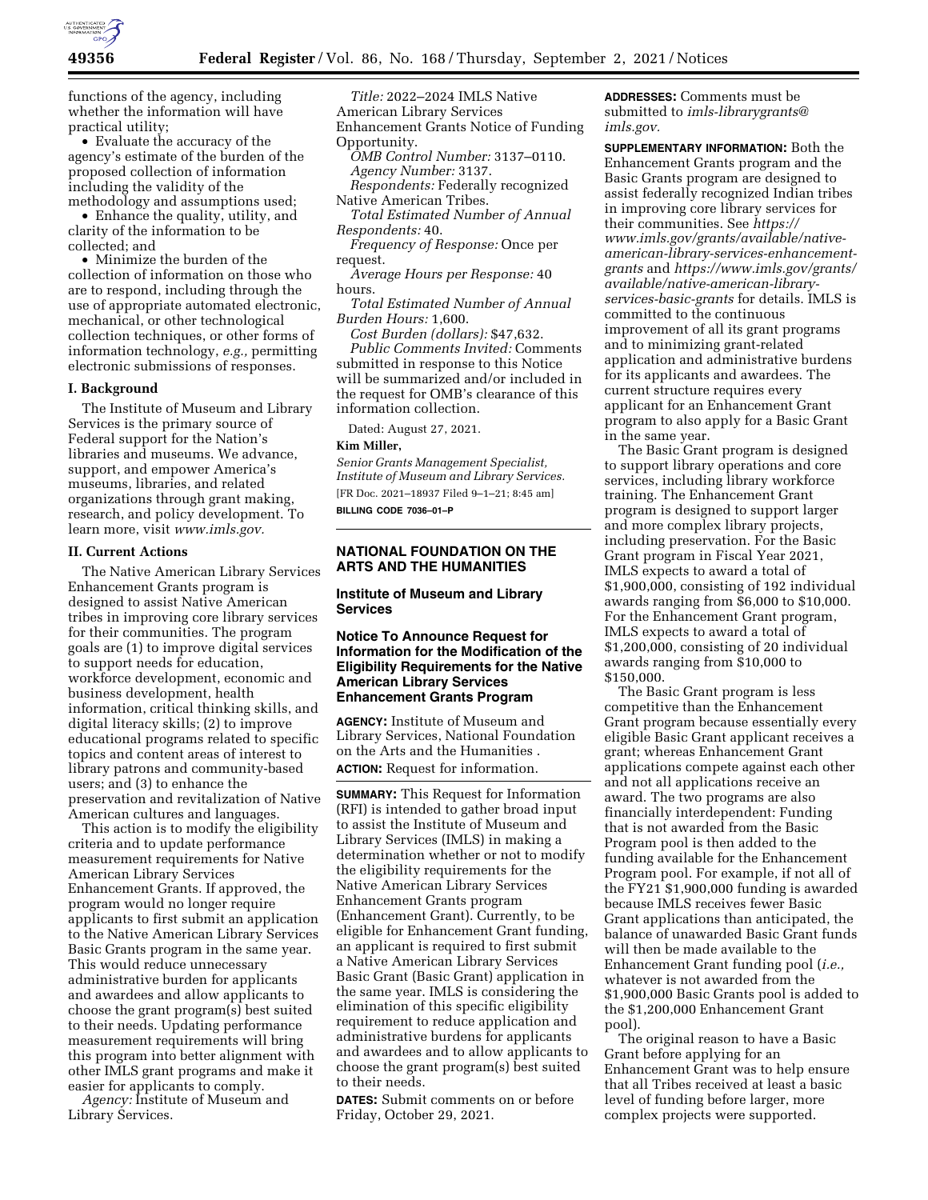functions of the agency, including whether the information will have practical utility;

• Evaluate the accuracy of the agency's estimate of the burden of the proposed collection of information including the validity of the methodology and assumptions used;

• Enhance the quality, utility, and clarity of the information to be collected; and

• Minimize the burden of the collection of information on those who are to respond, including through the use of appropriate automated electronic, mechanical, or other technological collection techniques, or other forms of information technology, *e.g.,* permitting electronic submissions of responses.

**I. Background**

The Institute of Museum and Library Services is the primary source of Federal support for the Nation's libraries and museums. We advance, support, and empower America's museums, libraries, and related organizations through grant making, research, and policy development. To learn more, visit *www.imls.gov.*

**II. Current Actions**

The Native American Library Services Enhancement Grants program is designed to assist Native American tribes in improving core library services for their communities. The program goals are (1) to improve digital services to support needs for education, workforce development, economic and business development, health information, critical thinking skills, and digital literacy skills; (2) to improve educational programs related to specific topics and content areas of interest to library patrons and community-based users; and (3) to enhance the preservation and revitalization of Native American cultures and languages.

This action is to modify the eligibility criteria and to update performance measurement requirements for Native American Library Services Enhancement Grants. If approved, the program would no longer require applicants to first submit an application to the Native American Library Services Basic Grants program in the same year. This would reduce unnecessary administrative burden for applicants and awardees and allow applicants to choose the grant program(s) best suited to their needs. Updating performance measurement requirements will bring this program into better alignment with other IMLS grant programs and make it easier for applicants to comply.

*Agency:* Institute of Museum and Library Services.

*Title:* 2022–2024 IMLS Native American Library Services Enhancement Grants Notice of Funding Opportunity.

*OMB Control Number:* 3137–0110.

*Agency Number:* 3137.

*Respondents:* Federally recognized Native American Tribes.

*Total Estimated Number of Annual Respondents:* 40.

*Frequency of Response:* Once per request.

*Average Hours per Response:* 40 hours.

*Total Estimated Number of Annual Burden Hours:* 1,600.

*Cost Burden (dollars):* $47,632.

*Public Comments Invited:* Comments submitted in response to this Notice will be summarized and/or included in the request for OMB's clearance of this information collection.

Dated: August 27, 2021.

**Kim Miller,**

*Senior Grants Management Specialist, Institute of Museum and Library Services.*

[FR Doc. 2021–18937 Filed 9–1–21; 8:45 am]

**BILLING CODE 7036–01–P**

## NATIONAL FOUNDATION ON THE ARTS AND THE HUMANITIES

### Institute of Museum and Library Services

### Notice To Announce Request for Information for the Modification of the Eligibility Requirements for the Native American Library Services Enhancement Grants Program

**AGENCY:** Institute of Museum and Library Services, National Foundation on the Arts and the Humanities .

**ACTION:** Request for information.

**SUMMARY:** This Request for Information (RFI) is intended to gather broad input to assist the Institute of Museum and Library Services (IMLS) in making a determination whether or not to modify the eligibility requirements for the Native American Library Services Enhancement Grants program (Enhancement Grant). Currently, to be eligible for Enhancement Grant funding, an applicant is required to first submit a Native American Library Services Basic Grant (Basic Grant) application in the same year. IMLS is considering the elimination of this specific eligibility requirement to reduce application and administrative burdens for applicants and awardees and to allow applicants to choose the grant program(s) best suited to their needs.

**DATES:** Submit comments on or before Friday, October 29, 2021.

**ADDRESSES:** Comments must be submitted to *imls-librarygrants@imls.gov.*

**SUPPLEMENTARY INFORMATION:** Both the Enhancement Grants program and the Basic Grants program are designed to assist federally recognized Indian tribes in improving core library services for their communities. See *https://www.imls.gov/grants/available/native-american-library-services-enhancement-grants* and *https://www.imls.gov/grants/available/native-american-library-services-basic-grants* for details. IMLS is committed to the continuous improvement of all its grant programs and to minimizing grant-related application and administrative burdens for its applicants and awardees. The current structure requires every applicant for an Enhancement Grant program to also apply for a Basic Grant in the same year.

The Basic Grant program is designed to support library operations and core services, including library workforce training. The Enhancement Grant program is designed to support larger and more complex library projects, including preservation. For the Basic Grant program in Fiscal Year 2021, IMLS expects to award a total of $1,900,000, consisting of 192 individual awards ranging from $6,000 to $10,000. For the Enhancement Grant program, IMLS expects to award a total of $1,200,000, consisting of 20 individual awards ranging from $10,000 to $150,000.

The Basic Grant program is less competitive than the Enhancement Grant program because essentially every eligible Basic Grant applicant receives a grant; whereas Enhancement Grant applications compete against each other and not all applications receive an award. The two programs are also financially interdependent: Funding that is not awarded from the Basic Program pool is then added to the funding available for the Enhancement Program pool. For example, if not all of the FY21 $1,900,000 funding is awarded because IMLS receives fewer Basic Grant applications than anticipated, the balance of unawarded Basic Grant funds will then be made available to the Enhancement Grant funding pool (*i.e.,* whatever is not awarded from the $1,900,000 Basic Grants pool is added to the $1,200,000 Enhancement Grant pool).

The original reason to have a Basic Grant before applying for an Enhancement Grant was to help ensure that all Tribes received at least a basic level of funding before larger, more complex projects were supported.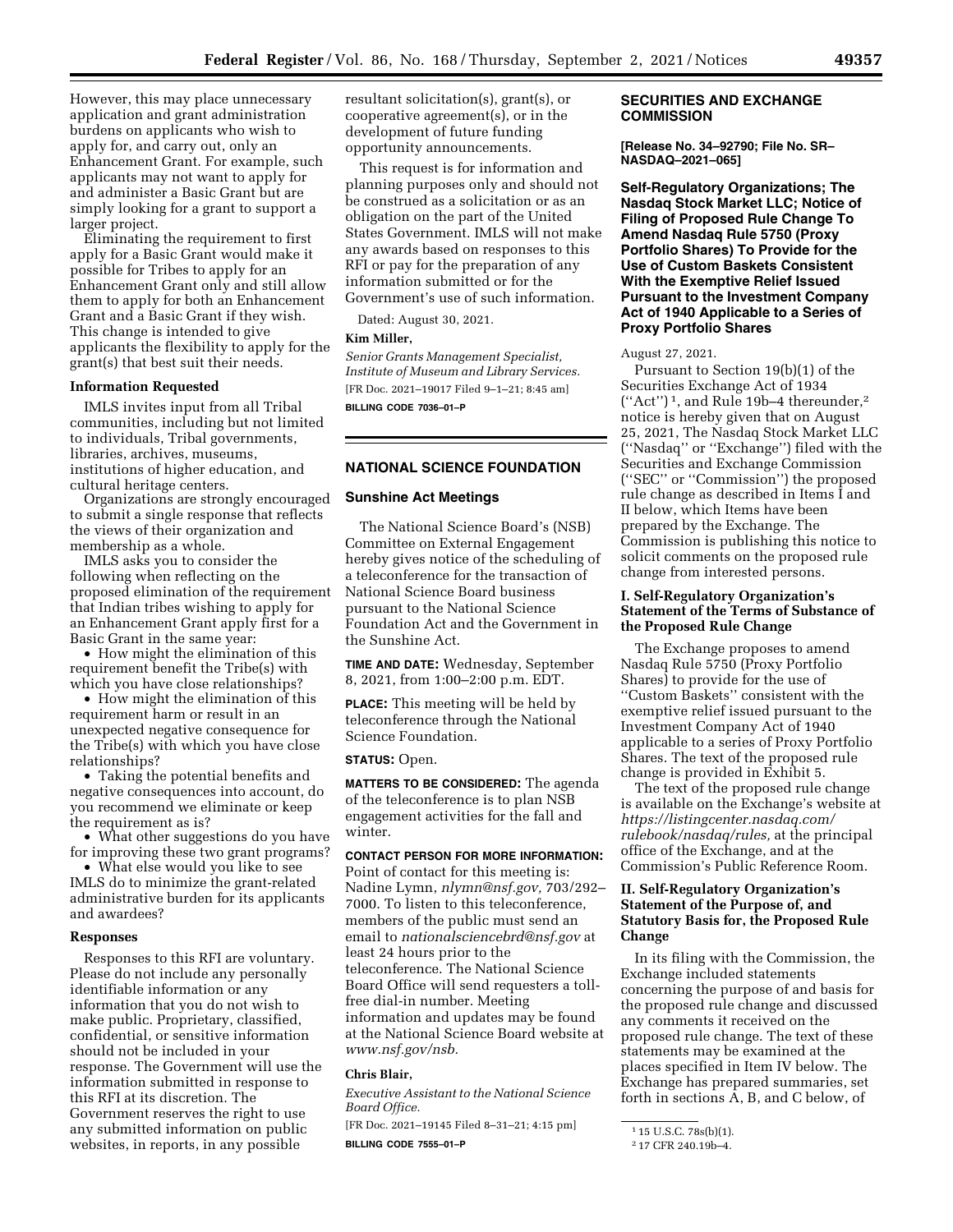However, this may place unnecessary application and grant administration burdens on applicants who wish to apply for, and carry out, only an Enhancement Grant. For example, such applicants may not want to apply for and administer a Basic Grant but are simply looking for a grant to support a larger project.

Eliminating the requirement to first apply for a Basic Grant would make it possible for Tribes to apply for an Enhancement Grant only and still allow them to apply for both an Enhancement Grant and a Basic Grant if they wish. This change is intended to give applicants the flexibility to apply for the grant(s) that best suit their needs.

### Information Requested

IMLS invites input from all Tribal communities, including but not limited to individuals, Tribal governments, libraries, archives, museums, institutions of higher education, and cultural heritage centers.

Organizations are strongly encouraged to submit a single response that reflects the views of their organization and membership as a whole.

IMLS asks you to consider the following when reflecting on the proposed elimination of the requirement that Indian tribes wishing to apply for an Enhancement Grant apply first for a Basic Grant in the same year:

- How might the elimination of this requirement benefit the Tribe(s) with which you have close relationships?
- How might the elimination of this requirement harm or result in an unexpected negative consequence for the Tribe(s) with which you have close relationships?
- Taking the potential benefits and negative consequences into account, do you recommend we eliminate or keep the requirement as is?
- What other suggestions do you have for improving these two grant programs?
- What else would you like to see IMLS do to minimize the grant-related administrative burden for its applicants and awardees?

### Responses

Responses to this RFI are voluntary. Please do not include any personally identifiable information or any information that you do not wish to make public. Proprietary, classified, confidential, or sensitive information should not be included in your response. The Government will use the information submitted in response to this RFI at its discretion. The Government reserves the right to use any submitted information on public websites, in reports, in any possible resultant solicitation(s), grant(s), or cooperative agreement(s), or in the development of future funding opportunity announcements.

This request is for information and planning purposes only and should not be construed as a solicitation or as an obligation on the part of the United States Government. IMLS will not make any awards based on responses to this RFI or pay for the preparation of any information submitted or for the Government's use of such information.

Dated: August 30, 2021.

**Kim Miller,**

*Senior Grants Management Specialist, Institute of Museum and Library Services.*

[FR Doc. 2021–19017 Filed 9–1–21; 8:45 am]

**BILLING CODE 7036–01–P**

## NATIONAL SCIENCE FOUNDATION

### Sunshine Act Meetings

The National Science Board's (NSB) Committee on External Engagement hereby gives notice of the scheduling of a teleconference for the transaction of National Science Board business pursuant to the National Science Foundation Act and the Government in the Sunshine Act.

**TIME AND DATE:** Wednesday, September 8, 2021, from 1:00–2:00 p.m. EDT.

**PLACE:** This meeting will be held by teleconference through the National Science Foundation.

**STATUS:** Open.

**MATTERS TO BE CONSIDERED:** The agenda of the teleconference is to plan NSB engagement activities for the fall and winter.

**CONTACT PERSON FOR MORE INFORMATION:** Point of contact for this meeting is: Nadine Lymn, *nlymn@nsf.gov,* 703/292–7000. To listen to this teleconference, members of the public must send an email to *nationalsciencebrd@nsf.gov* at least 24 hours prior to the teleconference. The National Science Board Office will send requesters a toll-free dial-in number. Meeting information and updates may be found at the National Science Board website at *www.nsf.gov/nsb.*

**Chris Blair,**

*Executive Assistant to the National Science Board Office.*

[FR Doc. 2021–19145 Filed 8–31–21; 4:15 pm]

**BILLING CODE 7555–01–P**

## SECURITIES AND EXCHANGE COMMISSION

**[Release No. 34–92790; File No. SR–NASDAQ–2021–065]**

### Self-Regulatory Organizations; The Nasdaq Stock Market LLC; Notice of Filing of Proposed Rule Change To Amend Nasdaq Rule 5750 (Proxy Portfolio Shares) To Provide for the Use of Custom Baskets Consistent With the Exemptive Relief Issued Pursuant to the Investment Company Act of 1940 Applicable to a Series of Proxy Portfolio Shares

August 27, 2021.

Pursuant to Section 19(b)(1) of the Securities Exchange Act of 1934 ("Act") [1], and Rule 19b–4 thereunder,[2] notice is hereby given that on August 25, 2021, The Nasdaq Stock Market LLC ("Nasdaq" or "Exchange") filed with the Securities and Exchange Commission ("SEC" or "Commission") the proposed rule change as described in Items I and II below, which Items have been prepared by the Exchange. The Commission is publishing this notice to solicit comments on the proposed rule change from interested persons.

### I. Self-Regulatory Organization's Statement of the Terms of Substance of the Proposed Rule Change

The Exchange proposes to amend Nasdaq Rule 5750 (Proxy Portfolio Shares) to provide for the use of "Custom Baskets" consistent with the exemptive relief issued pursuant to the Investment Company Act of 1940 applicable to a series of Proxy Portfolio Shares. The text of the proposed rule change is provided in Exhibit 5.

The text of the proposed rule change is available on the Exchange's website at *https://listingcenter.nasdaq.com/rulebook/nasdaq/rules,* at the principal office of the Exchange, and at the Commission's Public Reference Room.

### II. Self-Regulatory Organization's Statement of the Purpose of, and Statutory Basis for, the Proposed Rule Change

In its filing with the Commission, the Exchange included statements concerning the purpose of and basis for the proposed rule change and discussed any comments it received on the proposed rule change. The text of these statements may be examined at the places specified in Item IV below. The Exchange has prepared summaries, set forth in sections A, B, and C below, of

[1] 15 U.S.C. 78s(b)(1).

[2] 17 CFR 240.19b–4.